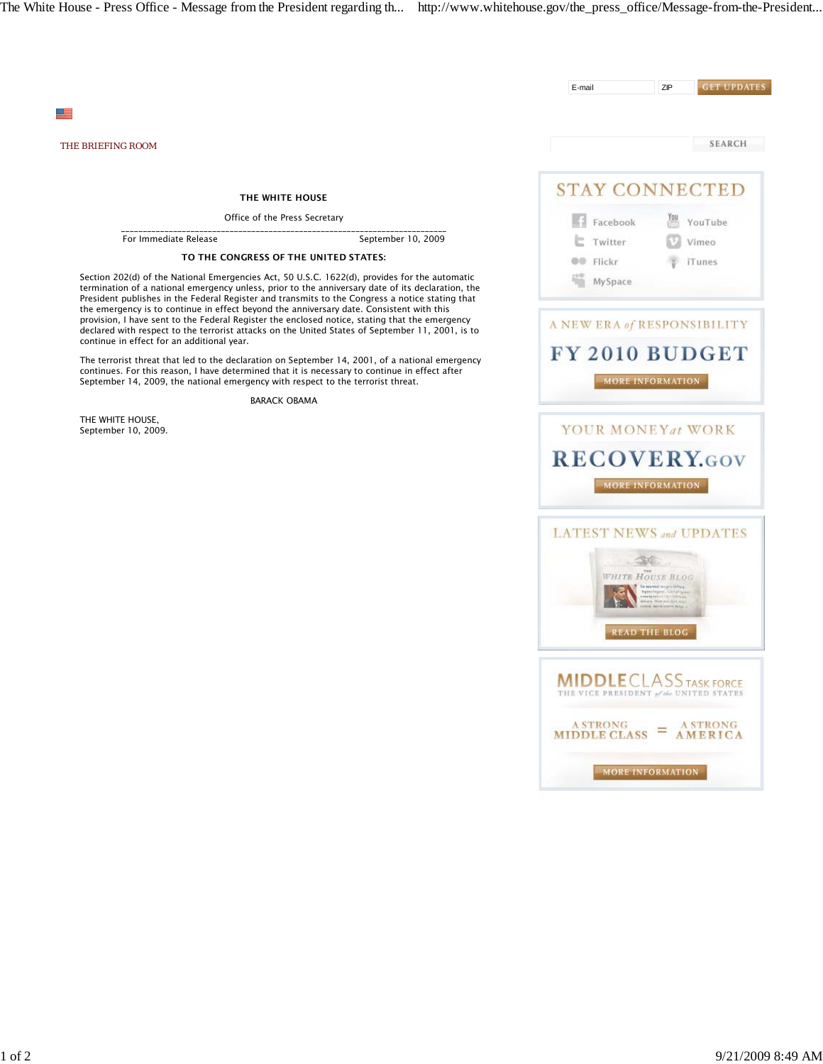THE BRIEFING ROOM

**THE WHITE HOUSE**

Office of the Press Secretary

---

For Immediate Release September 10, 2009

**TO THE CONGRESS OF THE UNITED STATES:**

Section 202(d) of the National Emergencies Act, 50 U.S.C. 1622(d), provides for the automatic termination of a national emergency unless, prior to the anniversary date of its declaration, the President publishes in the Federal Register and transmits to the Congress a notice stating that the emergency is to continue in effect beyond the anniversary date. Consistent with this provision, I have sent to the Federal Register the enclosed notice, stating that the emergency declared with respect to the terrorist attacks on the United States of September 11, 2001, is to continue in effect for an additional year.

The terrorist threat that led to the declaration on September 14, 2001, of a national emergency continues. For this reason, I have determined that it is necessary to continue in effect after September 14, 2009, the national emergency with respect to the terrorist threat.

BARACK OBAMA

THE WHITE HOUSE,
September 10, 2009.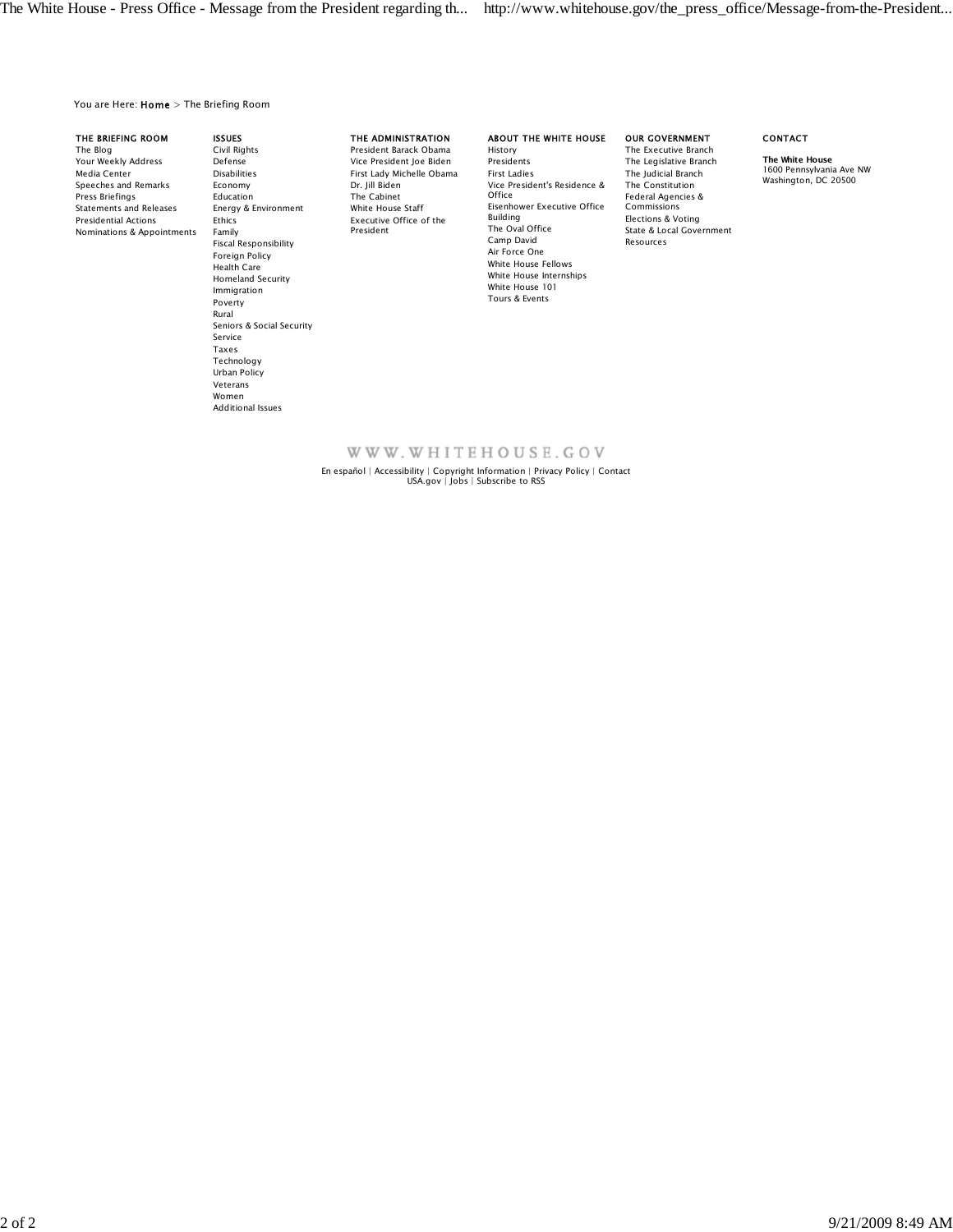You are Here: **Home** > The Briefing Room

**THE BRIEFING ROOM**
- The Blog
- Your Weekly Address
- Media Center
- Speeches and Remarks
- Press Briefings
- Statements and Releases
- Presidential Actions
- Nominations & Appointments

**ISSUES**
- Civil Rights
- Defense
- Disabilities
- Economy
- Education
- Energy & Environment
- Ethics
- Family
- Fiscal Responsibility
- Foreign Policy
- Health Care
- Homeland Security
- Immigration
- Poverty
- Rural
- Seniors & Social Security
- Service
- Taxes
- Technology
- Urban Policy
- Veterans
- Women
- Additional Issues

**THE ADMINISTRATION**
- President Barack Obama
- Vice President Joe Biden
- First Lady Michelle Obama
- Dr. Jill Biden
- The Cabinet
- White House Staff
- Executive Office of the President

**ABOUT THE WHITE HOUSE**
- History
- Presidents
- First Ladies
- Vice President's Residence & Office
- Eisenhower Executive Office Building
- The Oval Office
- Camp David
- Air Force One
- White House Fellows
- White House Internships
- White House 101
- Tours & Events

**OUR GOVERNMENT**
- The Executive Branch
- The Legislative Branch
- The Judicial Branch
- The Constitution
- Federal Agencies & Commissions
- Elections & Voting
- State & Local Government Resources

**CONTACT**

**The White House**
1600 Pennsylvania Ave NW
Washington, DC 20500

WWW.WHITEHOUSE.GOV

En español | Accessibility | Copyright Information | Privacy Policy | Contact
USA.gov | Jobs | Subscribe to RSS